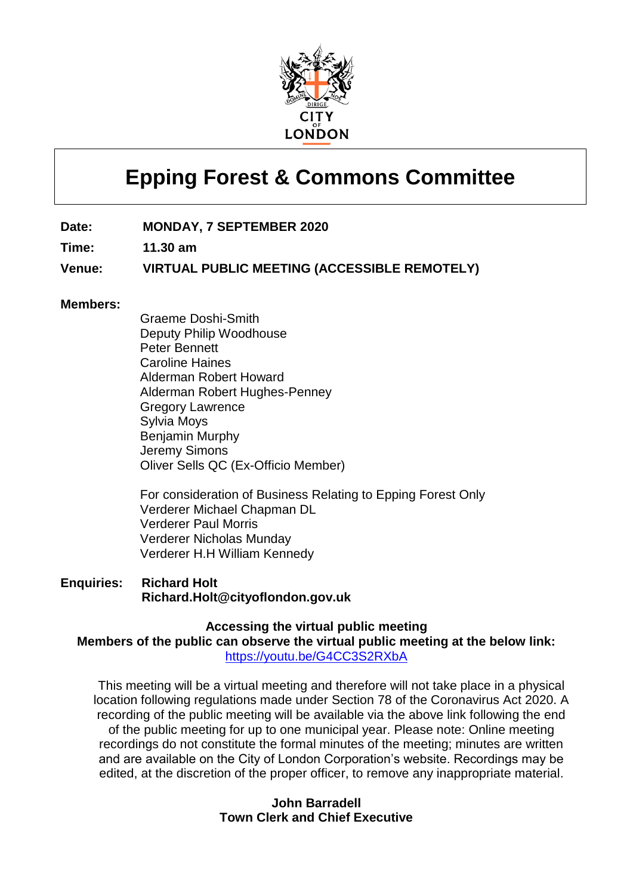# Epping Forest & Commons Committee

**Date:** **MONDAY, 7 SEPTEMBER 2020**

**Time:** **11.30 am**

**Venue:** **VIRTUAL PUBLIC MEETING (ACCESSIBLE REMOTELY)**

**Members:**

Graeme Doshi-Smith
Deputy Philip Woodhouse
Peter Bennett
Caroline Haines
Alderman Robert Howard
Alderman Robert Hughes-Penney
Gregory Lawrence
Sylvia Moys
Benjamin Murphy
Jeremy Simons
Oliver Sells QC (Ex-Officio Member)

For consideration of Business Relating to Epping Forest Only
Verderer Michael Chapman DL
Verderer Paul Morris
Verderer Nicholas Munday
Verderer H.H William Kennedy

**Enquiries:** **Richard Holt**
**Richard.Holt@cityoflondon.gov.uk**

**Accessing the virtual public meeting**
**Members of the public can observe the virtual public meeting at the below link:**
https://youtu.be/G4CC3S2RXbA

This meeting will be a virtual meeting and therefore will not take place in a physical location following regulations made under Section 78 of the Coronavirus Act 2020. A recording of the public meeting will be available via the above link following the end of the public meeting for up to one municipal year. Please note: Online meeting recordings do not constitute the formal minutes of the meeting; minutes are written and are available on the City of London Corporation's website. Recordings may be edited, at the discretion of the proper officer, to remove any inappropriate material.

**John Barradell**
**Town Clerk and Chief Executive**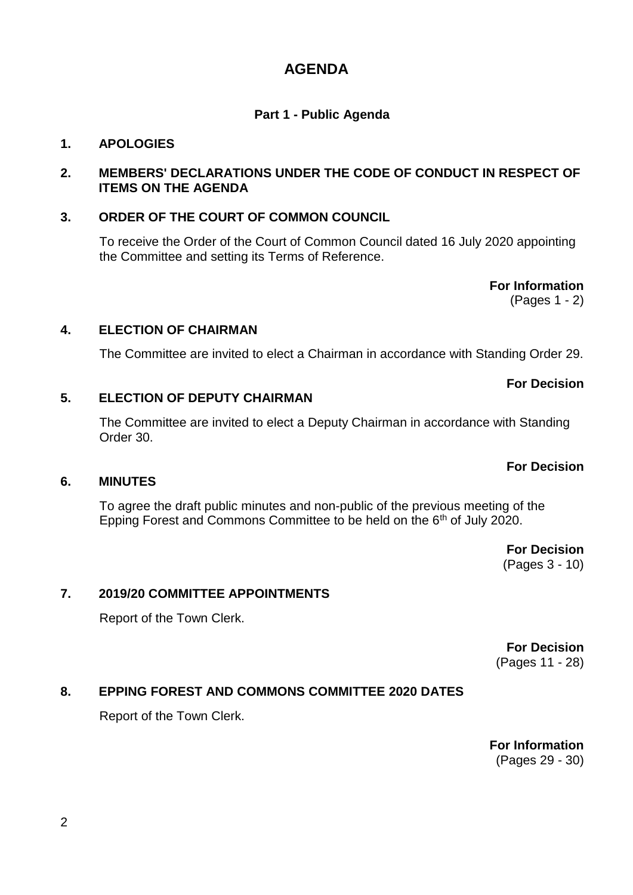# AGENDA

## Part 1 - Public Agenda

**1. APOLOGIES**

**2. MEMBERS' DECLARATIONS UNDER THE CODE OF CONDUCT IN RESPECT OF ITEMS ON THE AGENDA**

**3. ORDER OF THE COURT OF COMMON COUNCIL**

To receive the Order of the Court of Common Council dated 16 July 2020 appointing the Committee and setting its Terms of Reference.

**For Information**
(Pages 1 - 2)

**4. ELECTION OF CHAIRMAN**

The Committee are invited to elect a Chairman in accordance with Standing Order 29.

**For Decision**

**5. ELECTION OF DEPUTY CHAIRMAN**

The Committee are invited to elect a Deputy Chairman in accordance with Standing Order 30.

**For Decision**

**6. MINUTES**

To agree the draft public minutes and non-public of the previous meeting of the Epping Forest and Commons Committee to be held on the 6th of July 2020.

**For Decision**
(Pages 3 - 10)

**7. 2019/20 COMMITTEE APPOINTMENTS**

Report of the Town Clerk.

**For Decision**
(Pages 11 - 28)

**8. EPPING FOREST AND COMMONS COMMITTEE 2020 DATES**

Report of the Town Clerk.

**For Information**
(Pages 29 - 30)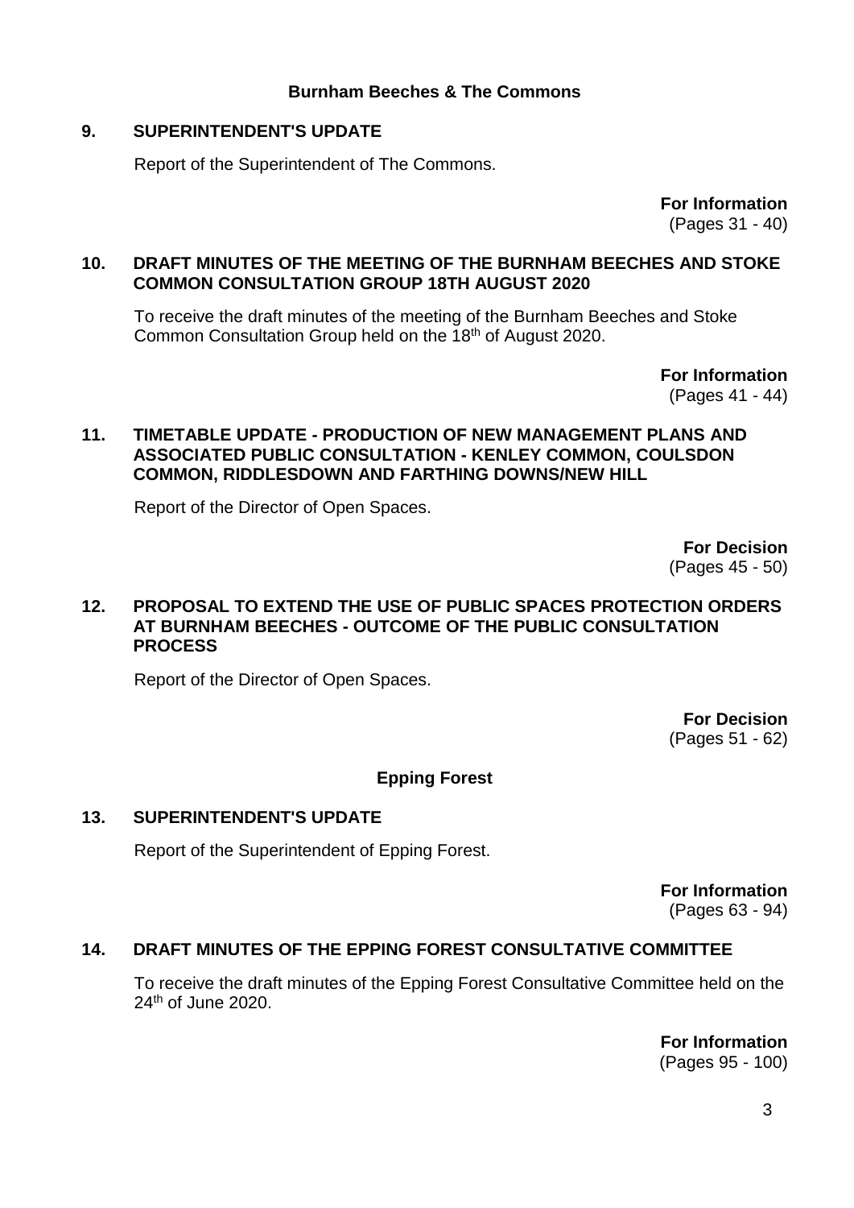## Burnham Beeches & The Commons

### 9. SUPERINTENDENT'S UPDATE

Report of the Superintendent of The Commons.

**For Information**
(Pages 31 - 40)

### 10. DRAFT MINUTES OF THE MEETING OF THE BURNHAM BEECHES AND STOKE COMMON CONSULTATION GROUP 18TH AUGUST 2020

To receive the draft minutes of the meeting of the Burnham Beeches and Stoke Common Consultation Group held on the 18th of August 2020.

**For Information**
(Pages 41 - 44)

### 11. TIMETABLE UPDATE - PRODUCTION OF NEW MANAGEMENT PLANS AND ASSOCIATED PUBLIC CONSULTATION - KENLEY COMMON, COULSDON COMMON, RIDDLESDOWN AND FARTHING DOWNS/NEW HILL

Report of the Director of Open Spaces.

**For Decision**
(Pages 45 - 50)

### 12. PROPOSAL TO EXTEND THE USE OF PUBLIC SPACES PROTECTION ORDERS AT BURNHAM BEECHES - OUTCOME OF THE PUBLIC CONSULTATION PROCESS

Report of the Director of Open Spaces.

**For Decision**
(Pages 51 - 62)

## Epping Forest

### 13. SUPERINTENDENT'S UPDATE

Report of the Superintendent of Epping Forest.

**For Information**
(Pages 63 - 94)

### 14. DRAFT MINUTES OF THE EPPING FOREST CONSULTATIVE COMMITTEE

To receive the draft minutes of the Epping Forest Consultative Committee held on the 24th of June 2020.

**For Information**
(Pages 95 - 100)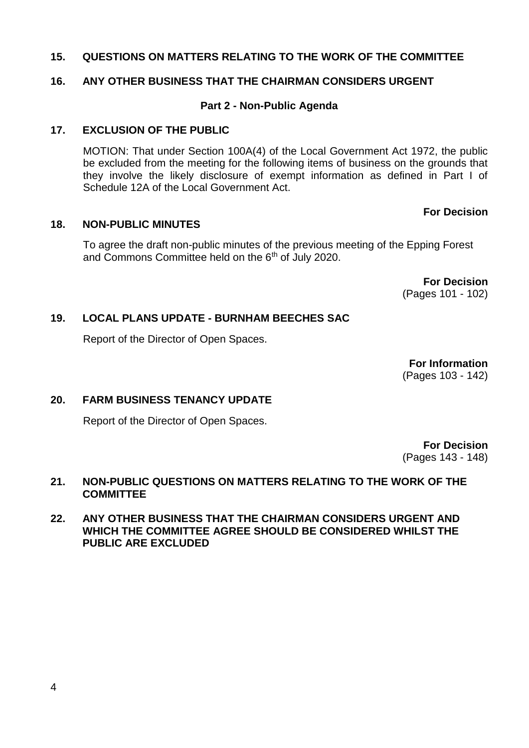**15. QUESTIONS ON MATTERS RELATING TO THE WORK OF THE COMMITTEE**

**16. ANY OTHER BUSINESS THAT THE CHAIRMAN CONSIDERS URGENT**

**Part 2 - Non-Public Agenda**

**17. EXCLUSION OF THE PUBLIC**

MOTION: That under Section 100A(4) of the Local Government Act 1972, the public be excluded from the meeting for the following items of business on the grounds that they involve the likely disclosure of exempt information as defined in Part I of Schedule 12A of the Local Government Act.

**For Decision**

**18. NON-PUBLIC MINUTES**

To agree the draft non-public minutes of the previous meeting of the Epping Forest and Commons Committee held on the 6th of July 2020.

**For Decision**
(Pages 101 - 102)

**19. LOCAL PLANS UPDATE - BURNHAM BEECHES SAC**

Report of the Director of Open Spaces.

**For Information**
(Pages 103 - 142)

**20. FARM BUSINESS TENANCY UPDATE**

Report of the Director of Open Spaces.

**For Decision**
(Pages 143 - 148)

**21. NON-PUBLIC QUESTIONS ON MATTERS RELATING TO THE WORK OF THE COMMITTEE**

**22. ANY OTHER BUSINESS THAT THE CHAIRMAN CONSIDERS URGENT AND WHICH THE COMMITTEE AGREE SHOULD BE CONSIDERED WHILST THE PUBLIC ARE EXCLUDED**